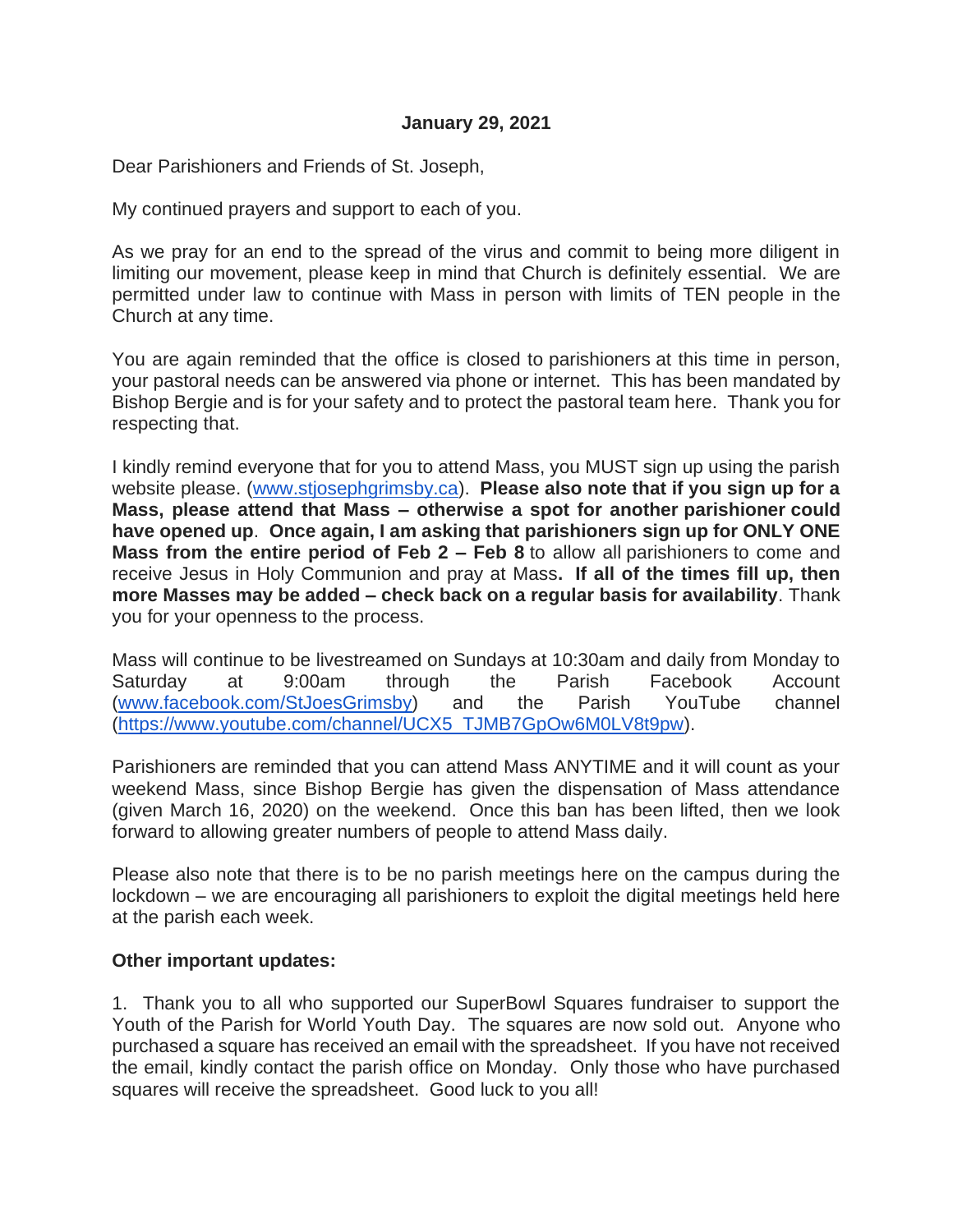**January 29, 2021**

Dear Parishioners and Friends of St. Joseph,

My continued prayers and support to each of you.

As we pray for an end to the spread of the virus and commit to being more diligent in limiting our movement, please keep in mind that Church is definitely essential. We are permitted under law to continue with Mass in person with limits of TEN people in the Church at any time.

You are again reminded that the office is closed to parishioners at this time in person, your pastoral needs can be answered via phone or internet. This has been mandated by Bishop Bergie and is for your safety and to protect the pastoral team here. Thank you for respecting that.

I kindly remind everyone that for you to attend Mass, you MUST sign up using the parish website please. ([www.stjosephgrimsby.ca](www.stjosephgrimsby.ca)). **Please also note that if you sign up for a Mass, please attend that Mass – otherwise a spot for another parishioner could have opened up**. **Once again, I am asking that parishioners sign up for ONLY ONE Mass from the entire period of Feb 2 – Feb 8** to allow all parishioners to come and receive Jesus in Holy Communion and pray at Mass**. If all of the times fill up, then more Masses may be added – check back on a regular basis for availability**. Thank you for your openness to the process.

Mass will continue to be livestreamed on Sundays at 10:30am and daily from Monday to Saturday at 9:00am through the Parish Facebook Account ([www.facebook.com/StJoesGrimsby](www.facebook.com/StJoesGrimsby)) and the Parish YouTube channel ([https://www.youtube.com/channel/UCX5_TJMB7GpOw6M0LV8t9pw](https://www.youtube.com/channel/UCX5_TJMB7GpOw6M0LV8t9pw)).

Parishioners are reminded that you can attend Mass ANYTIME and it will count as your weekend Mass, since Bishop Bergie has given the dispensation of Mass attendance (given March 16, 2020) on the weekend. Once this ban has been lifted, then we look forward to allowing greater numbers of people to attend Mass daily.

Please also note that there is to be no parish meetings here on the campus during the lockdown – we are encouraging all parishioners to exploit the digital meetings held here at the parish each week.

**Other important updates:**

1. Thank you to all who supported our SuperBowl Squares fundraiser to support the Youth of the Parish for World Youth Day. The squares are now sold out. Anyone who purchased a square has received an email with the spreadsheet. If you have not received the email, kindly contact the parish office on Monday. Only those who have purchased squares will receive the spreadsheet. Good luck to you all!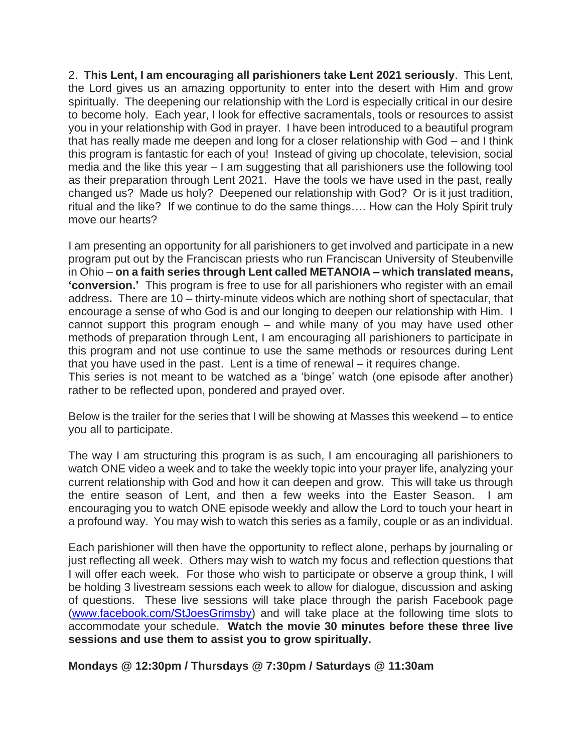2. **This Lent, I am encouraging all parishioners take Lent 2021 seriously**. This Lent, the Lord gives us an amazing opportunity to enter into the desert with Him and grow spiritually. The deepening our relationship with the Lord is especially critical in our desire to become holy. Each year, I look for effective sacramentals, tools or resources to assist you in your relationship with God in prayer. I have been introduced to a beautiful program that has really made me deepen and long for a closer relationship with God – and I think this program is fantastic for each of you! Instead of giving up chocolate, television, social media and the like this year – I am suggesting that all parishioners use the following tool as their preparation through Lent 2021. Have the tools we have used in the past, really changed us? Made us holy? Deepened our relationship with God? Or is it just tradition, ritual and the like? If we continue to do the same things…. How can the Holy Spirit truly move our hearts?

I am presenting an opportunity for all parishioners to get involved and participate in a new program put out by the Franciscan priests who run Franciscan University of Steubenville in Ohio – **on a faith series through Lent called METANOIA – which translated means, 'conversion.'** This program is free to use for all parishioners who register with an email address**.** There are 10 – thirty-minute videos which are nothing short of spectacular, that encourage a sense of who God is and our longing to deepen our relationship with Him. I cannot support this program enough – and while many of you may have used other methods of preparation through Lent, I am encouraging all parishioners to participate in this program and not use continue to use the same methods or resources during Lent that you have used in the past. Lent is a time of renewal – it requires change.
This series is not meant to be watched as a 'binge' watch (one episode after another) rather to be reflected upon, pondered and prayed over.

Below is the trailer for the series that I will be showing at Masses this weekend – to entice you all to participate.

The way I am structuring this program is as such, I am encouraging all parishioners to watch ONE video a week and to take the weekly topic into your prayer life, analyzing your current relationship with God and how it can deepen and grow. This will take us through the entire season of Lent, and then a few weeks into the Easter Season. I am encouraging you to watch ONE episode weekly and allow the Lord to touch your heart in a profound way. You may wish to watch this series as a family, couple or as an individual.

Each parishioner will then have the opportunity to reflect alone, perhaps by journaling or just reflecting all week. Others may wish to watch my focus and reflection questions that I will offer each week. For those who wish to participate or observe a group think, I will be holding 3 livestream sessions each week to allow for dialogue, discussion and asking of questions. These live sessions will take place through the parish Facebook page ([www.facebook.com/StJoesGrimsby](www.facebook.com/StJoesGrimsby)) and will take place at the following time slots to accommodate your schedule. **Watch the movie 30 minutes before these three live sessions and use them to assist you to grow spiritually.**

**Mondays @ 12:30pm / Thursdays @ 7:30pm / Saturdays @ 11:30am**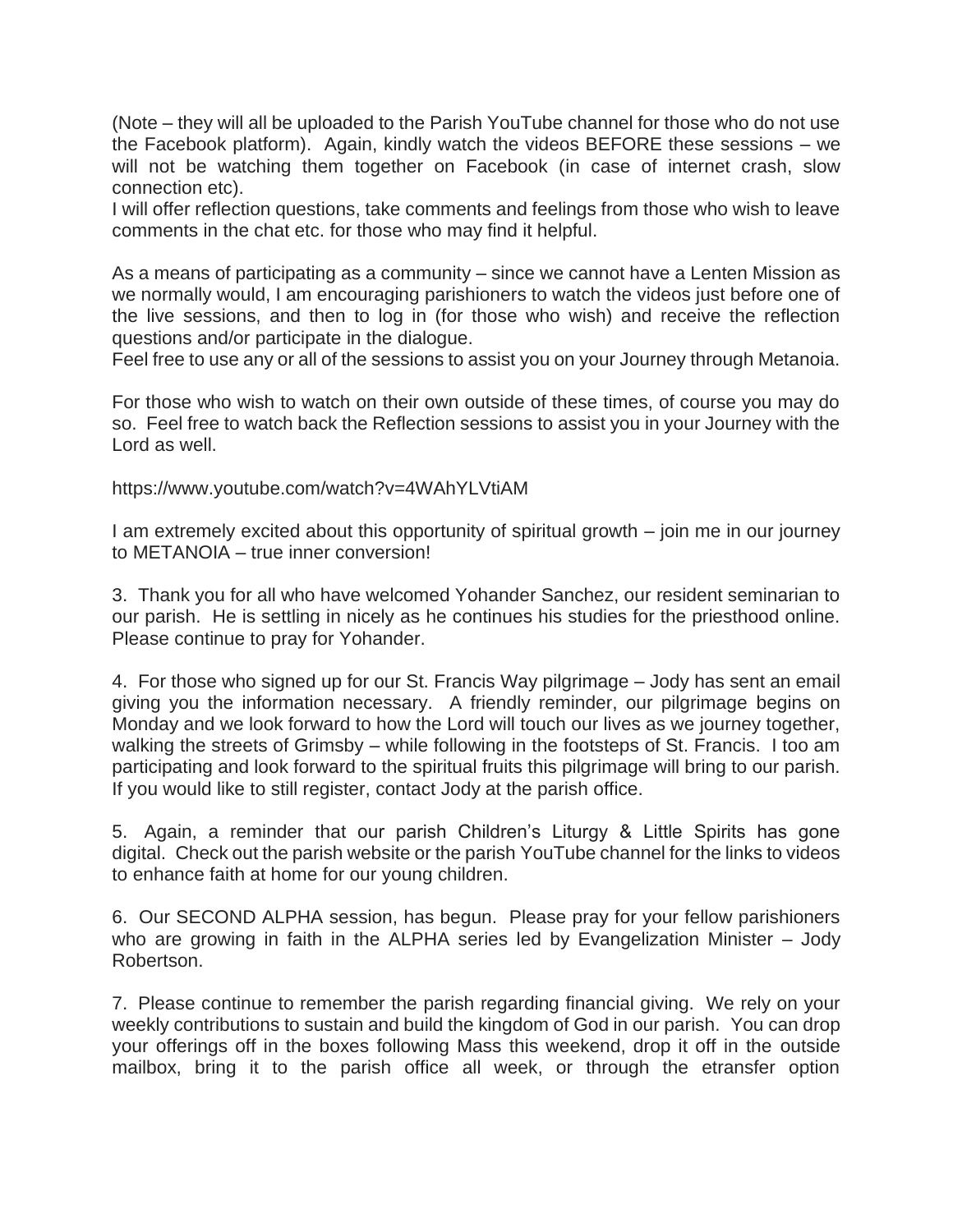(Note – they will all be uploaded to the Parish YouTube channel for those who do not use the Facebook platform). Again, kindly watch the videos BEFORE these sessions – we will not be watching them together on Facebook (in case of internet crash, slow connection etc).
I will offer reflection questions, take comments and feelings from those who wish to leave comments in the chat etc. for those who may find it helpful.

As a means of participating as a community – since we cannot have a Lenten Mission as we normally would, I am encouraging parishioners to watch the videos just before one of the live sessions, and then to log in (for those who wish) and receive the reflection questions and/or participate in the dialogue.
Feel free to use any or all of the sessions to assist you on your Journey through Metanoia.

For those who wish to watch on their own outside of these times, of course you may do so. Feel free to watch back the Reflection sessions to assist you in your Journey with the Lord as well.

https://www.youtube.com/watch?v=4WAhYLVtiAM

I am extremely excited about this opportunity of spiritual growth – join me in our journey to METANOIA – true inner conversion!

3. Thank you for all who have welcomed Yohander Sanchez, our resident seminarian to our parish. He is settling in nicely as he continues his studies for the priesthood online. Please continue to pray for Yohander.

4. For those who signed up for our St. Francis Way pilgrimage – Jody has sent an email giving you the information necessary. A friendly reminder, our pilgrimage begins on Monday and we look forward to how the Lord will touch our lives as we journey together, walking the streets of Grimsby – while following in the footsteps of St. Francis. I too am participating and look forward to the spiritual fruits this pilgrimage will bring to our parish. If you would like to still register, contact Jody at the parish office.

5. Again, a reminder that our parish Children's Liturgy & Little Spirits has gone digital. Check out the parish website or the parish YouTube channel for the links to videos to enhance faith at home for our young children.

6. Our SECOND ALPHA session, has begun. Please pray for your fellow parishioners who are growing in faith in the ALPHA series led by Evangelization Minister – Jody Robertson.

7. Please continue to remember the parish regarding financial giving. We rely on your weekly contributions to sustain and build the kingdom of God in our parish. You can drop your offerings off in the boxes following Mass this weekend, drop it off in the outside mailbox, bring it to the parish office all week, or through the etransfer option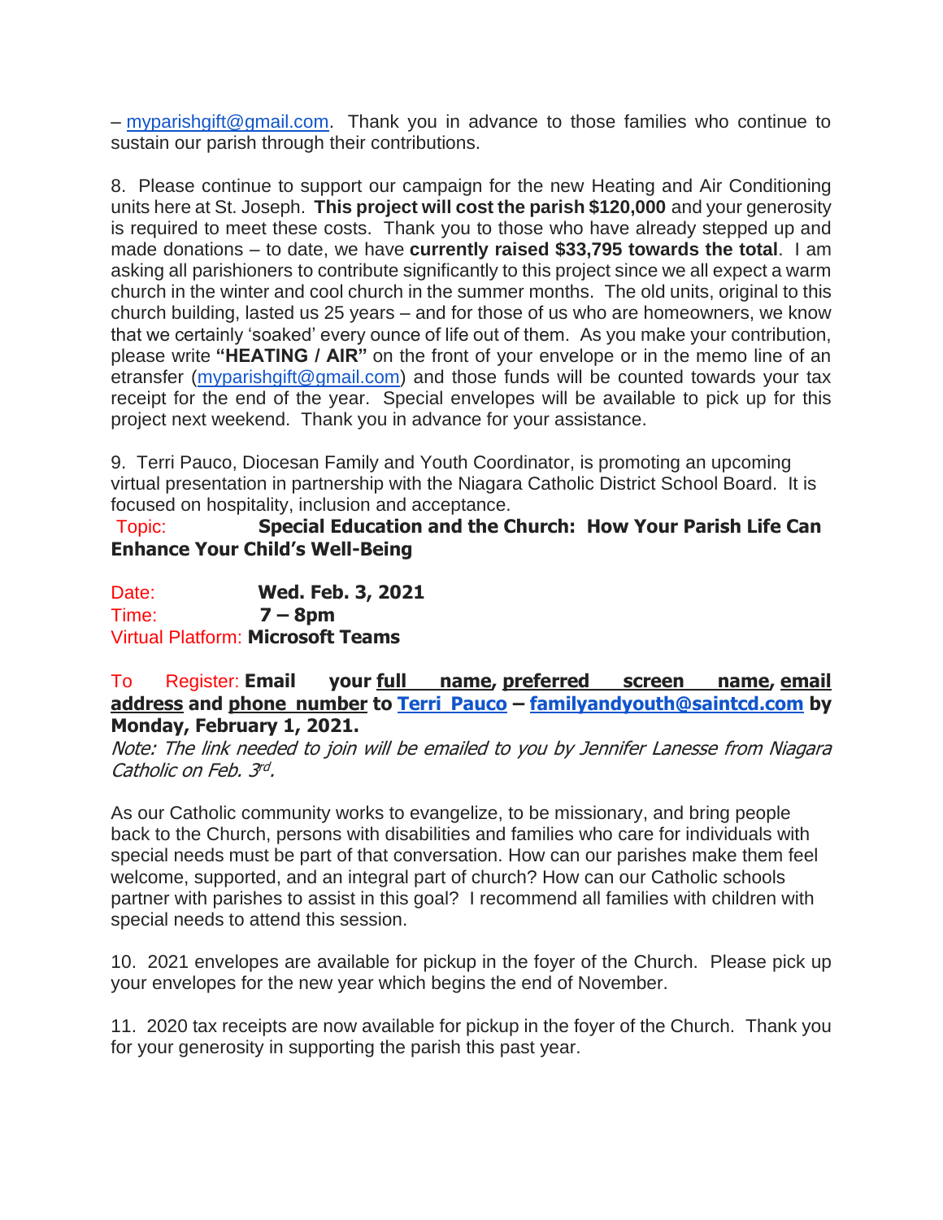– myparishgift@gmail.com. Thank you in advance to those families who continue to sustain our parish through their contributions.

8. Please continue to support our campaign for the new Heating and Air Conditioning units here at St. Joseph. **This project will cost the parish $120,000** and your generosity is required to meet these costs. Thank you to those who have already stepped up and made donations – to date, we have **currently raised $33,795 towards the total**. I am asking all parishioners to contribute significantly to this project since we all expect a warm church in the winter and cool church in the summer months. The old units, original to this church building, lasted us 25 years – and for those of us who are homeowners, we know that we certainly 'soaked' every ounce of life out of them. As you make your contribution, please write **"HEATING / AIR"** on the front of your envelope or in the memo line of an etransfer (myparishgift@gmail.com) and those funds will be counted towards your tax receipt for the end of the year. Special envelopes will be available to pick up for this project next weekend. Thank you in advance for your assistance.

9. Terri Pauco, Diocesan Family and Youth Coordinator, is promoting an upcoming virtual presentation in partnership with the Niagara Catholic District School Board. It is focused on hospitality, inclusion and acceptance.

Topic: **Special Education and the Church: How Your Parish Life Can Enhance Your Child's Well-Being**

Date: **Wed. Feb. 3, 2021**
Time: **7 – 8pm**
Virtual Platform: **Microsoft Teams**

To Register: **Email your full name, preferred screen name, email address and phone number to Terri Pauco – familyandyouth@saintcd.com by Monday, February 1, 2021.**

*Note: The link needed to join will be emailed to you by Jennifer Lanesse from Niagara Catholic on Feb. 3rd.*

As our Catholic community works to evangelize, to be missionary, and bring people back to the Church, persons with disabilities and families who care for individuals with special needs must be part of that conversation. How can our parishes make them feel welcome, supported, and an integral part of church? How can our Catholic schools partner with parishes to assist in this goal? I recommend all families with children with special needs to attend this session.

10. 2021 envelopes are available for pickup in the foyer of the Church. Please pick up your envelopes for the new year which begins the end of November.

11. 2020 tax receipts are now available for pickup in the foyer of the Church. Thank you for your generosity in supporting the parish this past year.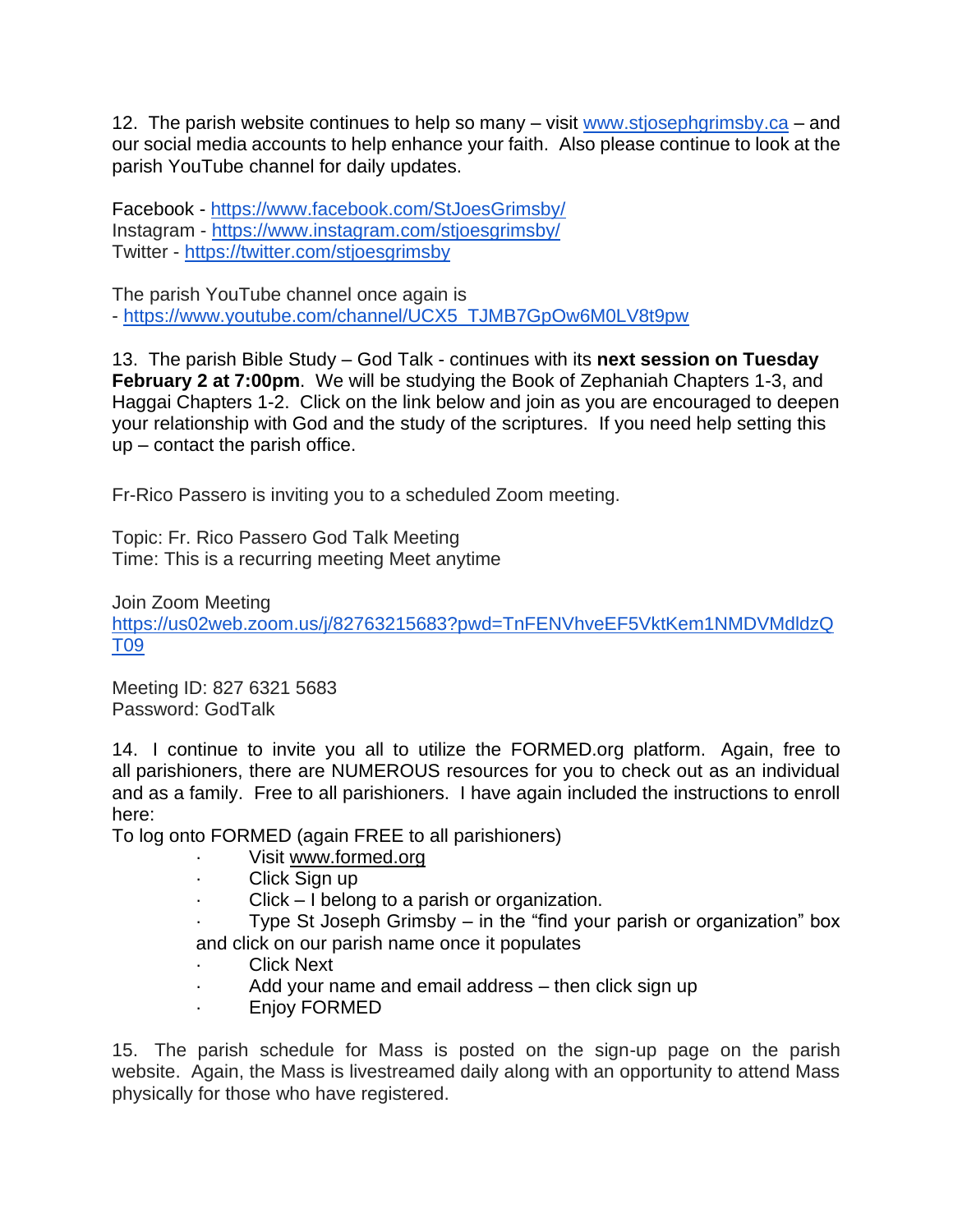12. The parish website continues to help so many – visit [www.stjosephgrimsby.ca](http://www.stjosephgrimsby.ca) – and our social media accounts to help enhance your faith. Also please continue to look at the parish YouTube channel for daily updates.

Facebook - https://www.facebook.com/StJoesGrimsby/
Instagram - https://www.instagram.com/stjoesgrimsby/
Twitter - https://twitter.com/stjoesgrimsby

The parish YouTube channel once again is
- https://www.youtube.com/channel/UCX5_TJMB7GpOw6M0LV8t9pw

13. The parish Bible Study – God Talk - continues with its **next session on Tuesday February 2 at 7:00pm**. We will be studying the Book of Zephaniah Chapters 1-3, and Haggai Chapters 1-2. Click on the link below and join as you are encouraged to deepen your relationship with God and the study of the scriptures. If you need help setting this up – contact the parish office.

Fr-Rico Passero is inviting you to a scheduled Zoom meeting.

Topic: Fr. Rico Passero God Talk Meeting
Time: This is a recurring meeting Meet anytime

Join Zoom Meeting
https://us02web.zoom.us/j/82763215683?pwd=TnFENVhveEF5VktKem1NMDVMdldzQT09

Meeting ID: 827 6321 5683
Password: GodTalk

14. I continue to invite you all to utilize the FORMED.org platform. Again, free to all parishioners, there are NUMEROUS resources for you to check out as an individual and as a family. Free to all parishioners. I have again included the instructions to enroll here:

To log onto FORMED (again FREE to all parishioners)

- Visit www.formed.org
- Click Sign up
- Click – I belong to a parish or organization.
- Type St Joseph Grimsby – in the "find your parish or organization" box and click on our parish name once it populates
- Click Next
- Add your name and email address – then click sign up
- Enjoy FORMED

15. The parish schedule for Mass is posted on the sign-up page on the parish website. Again, the Mass is livestreamed daily along with an opportunity to attend Mass physically for those who have registered.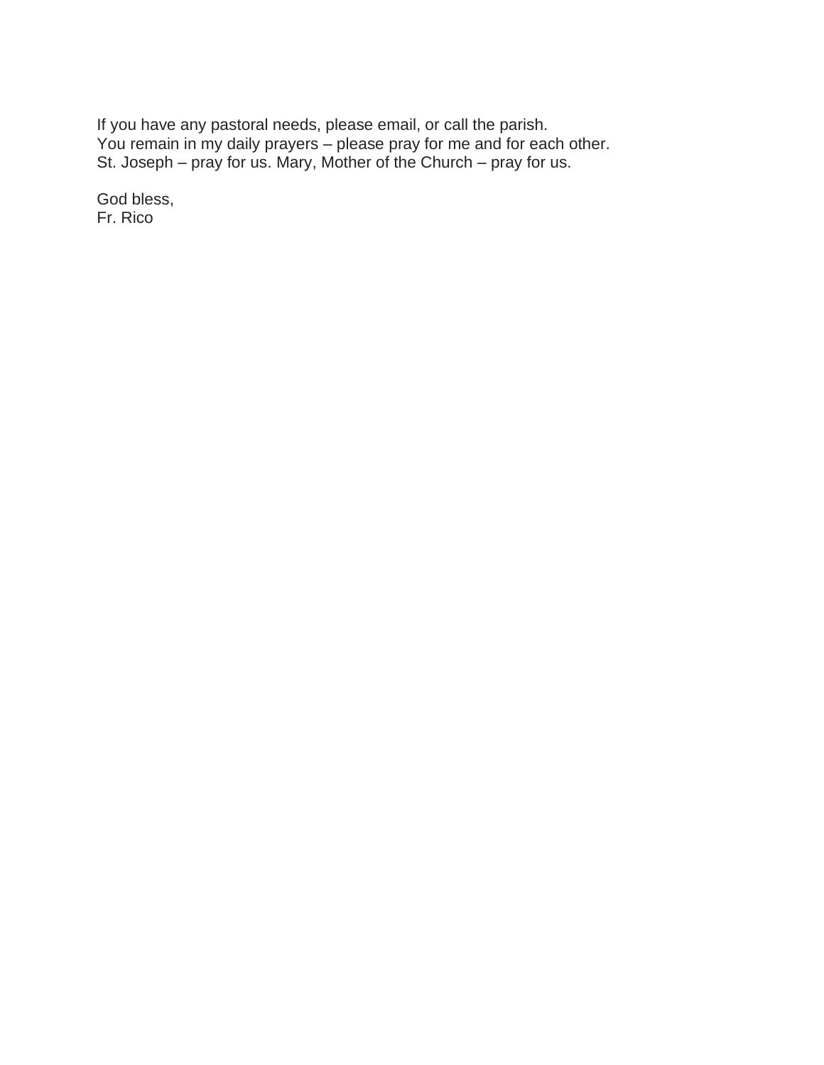If you have any pastoral needs, please email, or call the parish.
You remain in my daily prayers – please pray for me and for each other.
St. Joseph – pray for us. Mary, Mother of the Church – pray for us.

God bless,
Fr. Rico